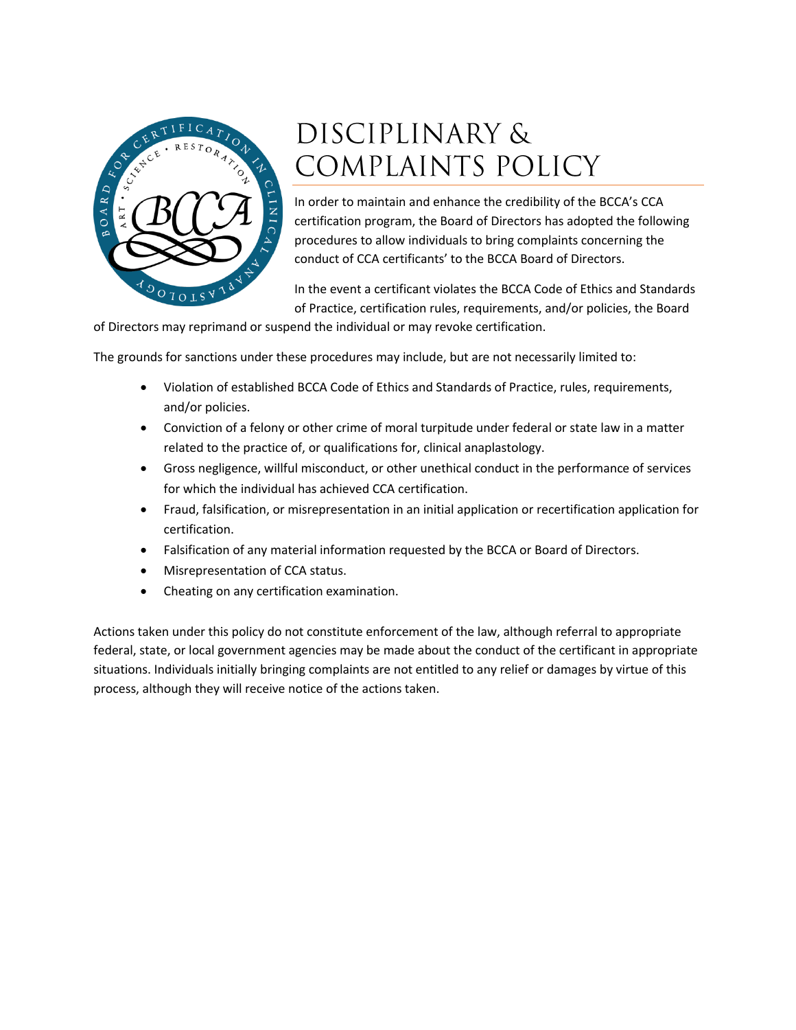# DISCIPLINARY & COMPLAINTS POLICY

In order to maintain and enhance the credibility of the BCCA's CCA certification program, the Board of Directors has adopted the following procedures to allow individuals to bring complaints concerning the conduct of CCA certificants' to the BCCA Board of Directors.

In the event a certificant violates the BCCA Code of Ethics and Standards of Practice, certification rules, requirements, and/or policies, the Board of Directors may reprimand or suspend the individual or may revoke certification.

The grounds for sanctions under these procedures may include, but are not necessarily limited to:

- Violation of established BCCA Code of Ethics and Standards of Practice, rules, requirements, and/or policies.
- Conviction of a felony or other crime of moral turpitude under federal or state law in a matter related to the practice of, or qualifications for, clinical anaplastology.
- Gross negligence, willful misconduct, or other unethical conduct in the performance of services for which the individual has achieved CCA certification.
- Fraud, falsification, or misrepresentation in an initial application or recertification application for certification.
- Falsification of any material information requested by the BCCA or Board of Directors.
- Misrepresentation of CCA status.
- Cheating on any certification examination.

Actions taken under this policy do not constitute enforcement of the law, although referral to appropriate federal, state, or local government agencies may be made about the conduct of the certificant in appropriate situations. Individuals initially bringing complaints are not entitled to any relief or damages by virtue of this process, although they will receive notice of the actions taken.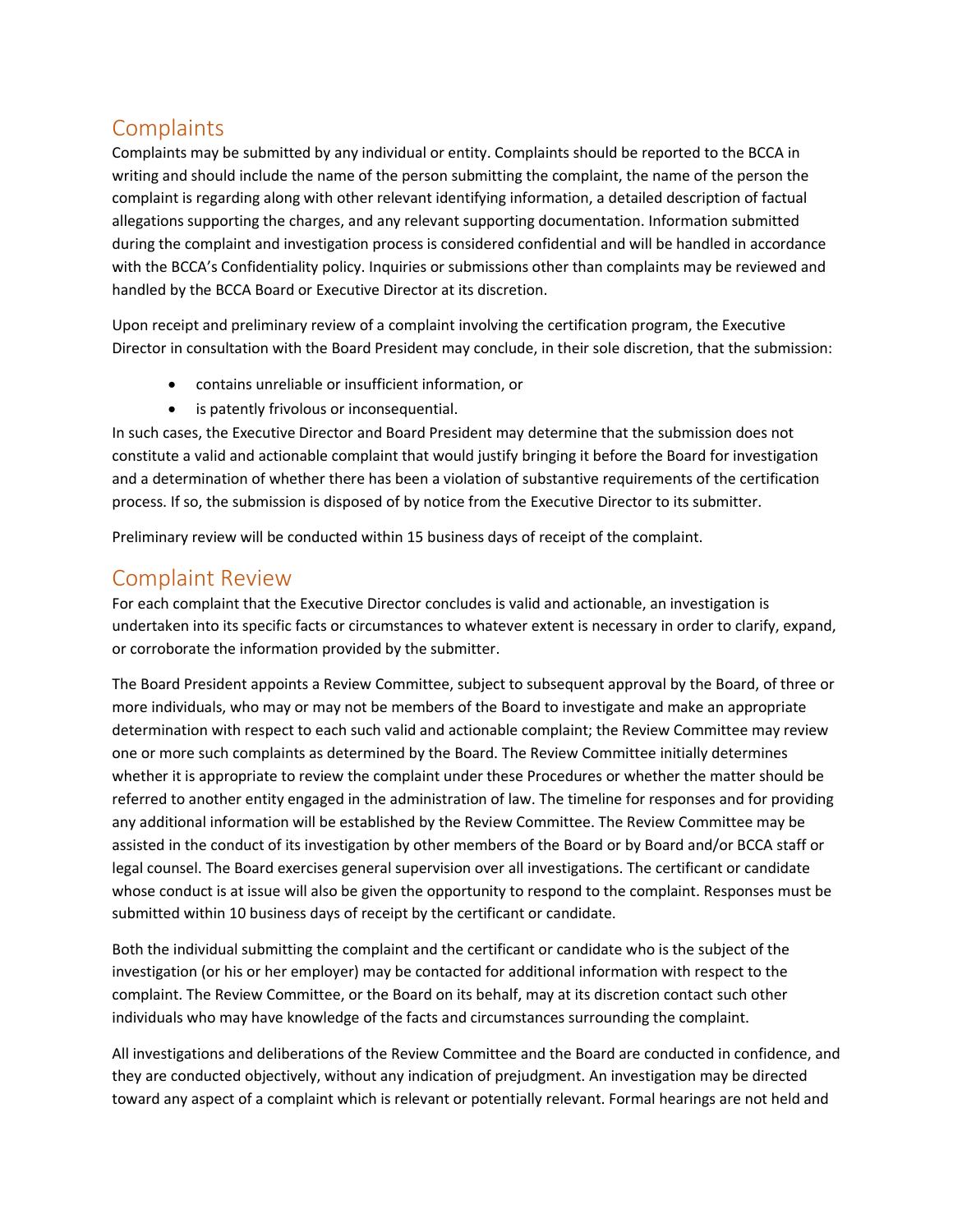## Complaints

Complaints may be submitted by any individual or entity. Complaints should be reported to the BCCA in writing and should include the name of the person submitting the complaint, the name of the person the complaint is regarding along with other relevant identifying information, a detailed description of factual allegations supporting the charges, and any relevant supporting documentation. Information submitted during the complaint and investigation process is considered confidential and will be handled in accordance with the BCCA's Confidentiality policy. Inquiries or submissions other than complaints may be reviewed and handled by the BCCA Board or Executive Director at its discretion.

Upon receipt and preliminary review of a complaint involving the certification program, the Executive Director in consultation with the Board President may conclude, in their sole discretion, that the submission:

- contains unreliable or insufficient information, or
- is patently frivolous or inconsequential.

In such cases, the Executive Director and Board President may determine that the submission does not constitute a valid and actionable complaint that would justify bringing it before the Board for investigation and a determination of whether there has been a violation of substantive requirements of the certification process. If so, the submission is disposed of by notice from the Executive Director to its submitter.

Preliminary review will be conducted within 15 business days of receipt of the complaint.

## Complaint Review

For each complaint that the Executive Director concludes is valid and actionable, an investigation is undertaken into its specific facts or circumstances to whatever extent is necessary in order to clarify, expand, or corroborate the information provided by the submitter.

The Board President appoints a Review Committee, subject to subsequent approval by the Board, of three or more individuals, who may or may not be members of the Board to investigate and make an appropriate determination with respect to each such valid and actionable complaint; the Review Committee may review one or more such complaints as determined by the Board. The Review Committee initially determines whether it is appropriate to review the complaint under these Procedures or whether the matter should be referred to another entity engaged in the administration of law. The timeline for responses and for providing any additional information will be established by the Review Committee. The Review Committee may be assisted in the conduct of its investigation by other members of the Board or by Board and/or BCCA staff or legal counsel. The Board exercises general supervision over all investigations. The certificant or candidate whose conduct is at issue will also be given the opportunity to respond to the complaint. Responses must be submitted within 10 business days of receipt by the certificant or candidate.

Both the individual submitting the complaint and the certificant or candidate who is the subject of the investigation (or his or her employer) may be contacted for additional information with respect to the complaint. The Review Committee, or the Board on its behalf, may at its discretion contact such other individuals who may have knowledge of the facts and circumstances surrounding the complaint.

All investigations and deliberations of the Review Committee and the Board are conducted in confidence, and they are conducted objectively, without any indication of prejudgment. An investigation may be directed toward any aspect of a complaint which is relevant or potentially relevant. Formal hearings are not held and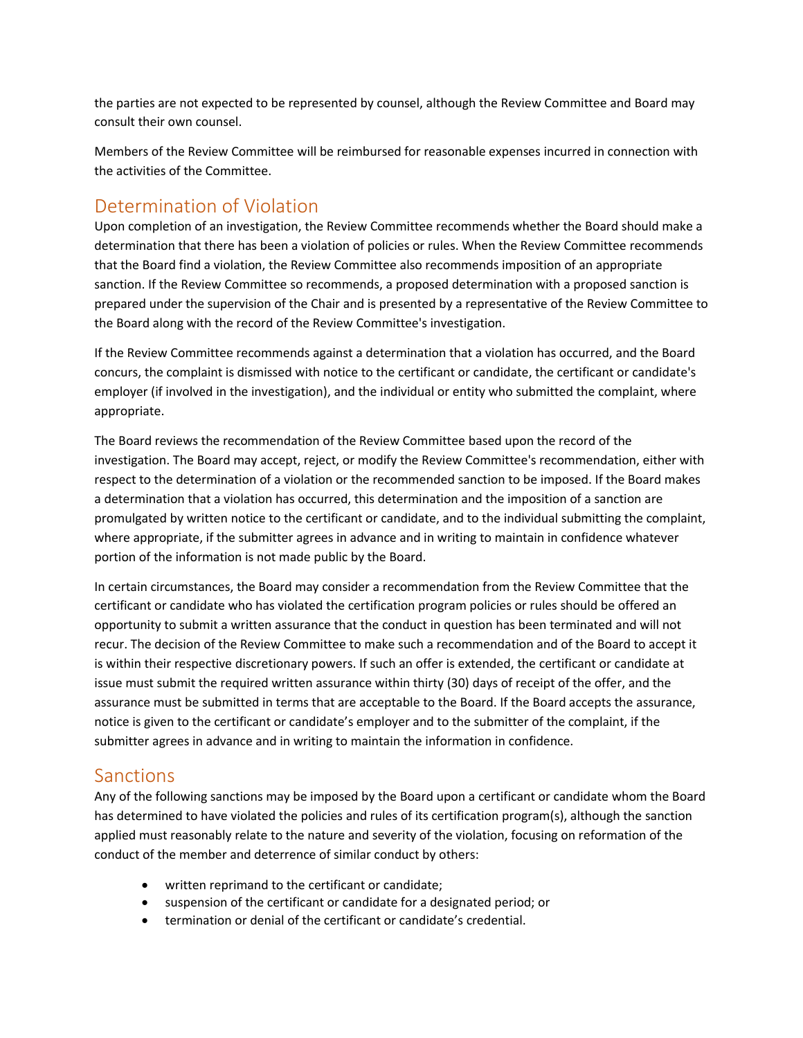the parties are not expected to be represented by counsel, although the Review Committee and Board may consult their own counsel.

Members of the Review Committee will be reimbursed for reasonable expenses incurred in connection with the activities of the Committee.

## Determination of Violation

Upon completion of an investigation, the Review Committee recommends whether the Board should make a determination that there has been a violation of policies or rules. When the Review Committee recommends that the Board find a violation, the Review Committee also recommends imposition of an appropriate sanction. If the Review Committee so recommends, a proposed determination with a proposed sanction is prepared under the supervision of the Chair and is presented by a representative of the Review Committee to the Board along with the record of the Review Committee's investigation.

If the Review Committee recommends against a determination that a violation has occurred, and the Board concurs, the complaint is dismissed with notice to the certificant or candidate, the certificant or candidate's employer (if involved in the investigation), and the individual or entity who submitted the complaint, where appropriate.

The Board reviews the recommendation of the Review Committee based upon the record of the investigation. The Board may accept, reject, or modify the Review Committee's recommendation, either with respect to the determination of a violation or the recommended sanction to be imposed. If the Board makes a determination that a violation has occurred, this determination and the imposition of a sanction are promulgated by written notice to the certificant or candidate, and to the individual submitting the complaint, where appropriate, if the submitter agrees in advance and in writing to maintain in confidence whatever portion of the information is not made public by the Board.

In certain circumstances, the Board may consider a recommendation from the Review Committee that the certificant or candidate who has violated the certification program policies or rules should be offered an opportunity to submit a written assurance that the conduct in question has been terminated and will not recur. The decision of the Review Committee to make such a recommendation and of the Board to accept it is within their respective discretionary powers. If such an offer is extended, the certificant or candidate at issue must submit the required written assurance within thirty (30) days of receipt of the offer, and the assurance must be submitted in terms that are acceptable to the Board. If the Board accepts the assurance, notice is given to the certificant or candidate's employer and to the submitter of the complaint, if the submitter agrees in advance and in writing to maintain the information in confidence.

## Sanctions

Any of the following sanctions may be imposed by the Board upon a certificant or candidate whom the Board has determined to have violated the policies and rules of its certification program(s), although the sanction applied must reasonably relate to the nature and severity of the violation, focusing on reformation of the conduct of the member and deterrence of similar conduct by others:

- written reprimand to the certificant or candidate;
- suspension of the certificant or candidate for a designated period; or
- termination or denial of the certificant or candidate's credential.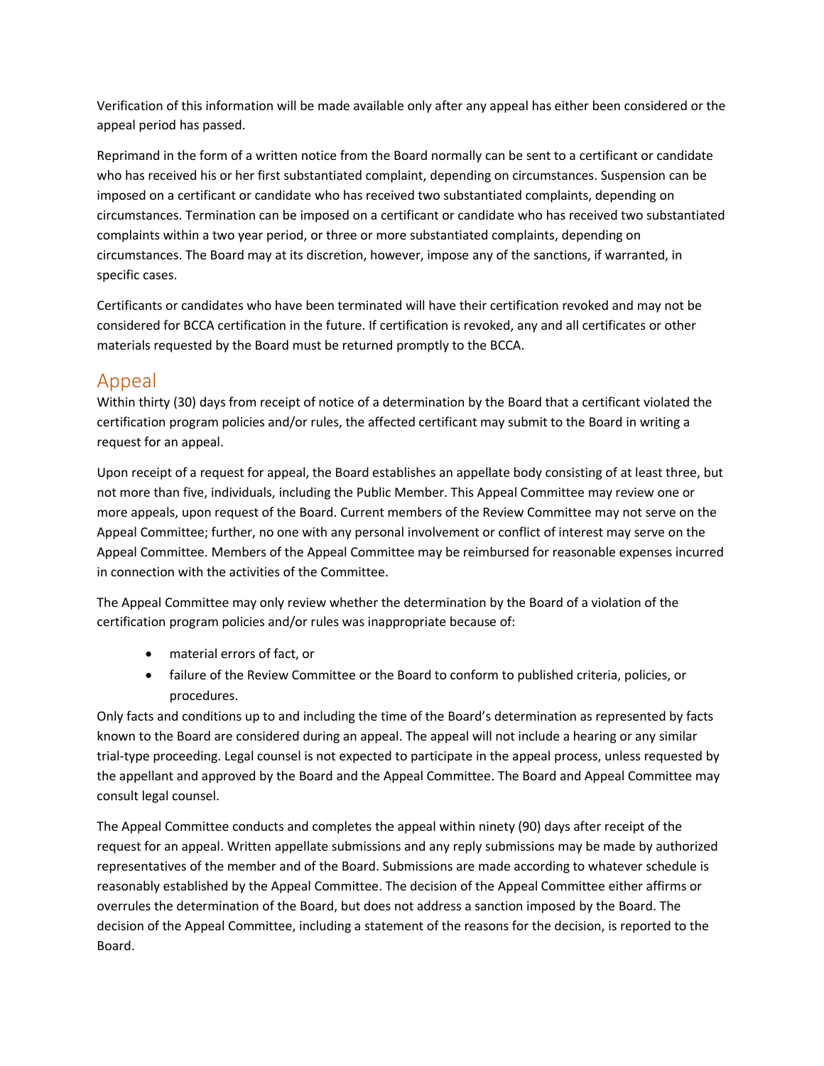Verification of this information will be made available only after any appeal has either been considered or the appeal period has passed.

Reprimand in the form of a written notice from the Board normally can be sent to a certificant or candidate who has received his or her first substantiated complaint, depending on circumstances. Suspension can be imposed on a certificant or candidate who has received two substantiated complaints, depending on circumstances. Termination can be imposed on a certificant or candidate who has received two substantiated complaints within a two year period, or three or more substantiated complaints, depending on circumstances. The Board may at its discretion, however, impose any of the sanctions, if warranted, in specific cases.

Certificants or candidates who have been terminated will have their certification revoked and may not be considered for BCCA certification in the future. If certification is revoked, any and all certificates or other materials requested by the Board must be returned promptly to the BCCA.

## Appeal

Within thirty (30) days from receipt of notice of a determination by the Board that a certificant violated the certification program policies and/or rules, the affected certificant may submit to the Board in writing a request for an appeal.

Upon receipt of a request for appeal, the Board establishes an appellate body consisting of at least three, but not more than five, individuals, including the Public Member. This Appeal Committee may review one or more appeals, upon request of the Board. Current members of the Review Committee may not serve on the Appeal Committee; further, no one with any personal involvement or conflict of interest may serve on the Appeal Committee. Members of the Appeal Committee may be reimbursed for reasonable expenses incurred in connection with the activities of the Committee.

The Appeal Committee may only review whether the determination by the Board of a violation of the certification program policies and/or rules was inappropriate because of:

- material errors of fact, or
- failure of the Review Committee or the Board to conform to published criteria, policies, or procedures.

Only facts and conditions up to and including the time of the Board's determination as represented by facts known to the Board are considered during an appeal. The appeal will not include a hearing or any similar trial-type proceeding. Legal counsel is not expected to participate in the appeal process, unless requested by the appellant and approved by the Board and the Appeal Committee. The Board and Appeal Committee may consult legal counsel.

The Appeal Committee conducts and completes the appeal within ninety (90) days after receipt of the request for an appeal. Written appellate submissions and any reply submissions may be made by authorized representatives of the member and of the Board. Submissions are made according to whatever schedule is reasonably established by the Appeal Committee. The decision of the Appeal Committee either affirms or overrules the determination of the Board, but does not address a sanction imposed by the Board. The decision of the Appeal Committee, including a statement of the reasons for the decision, is reported to the Board.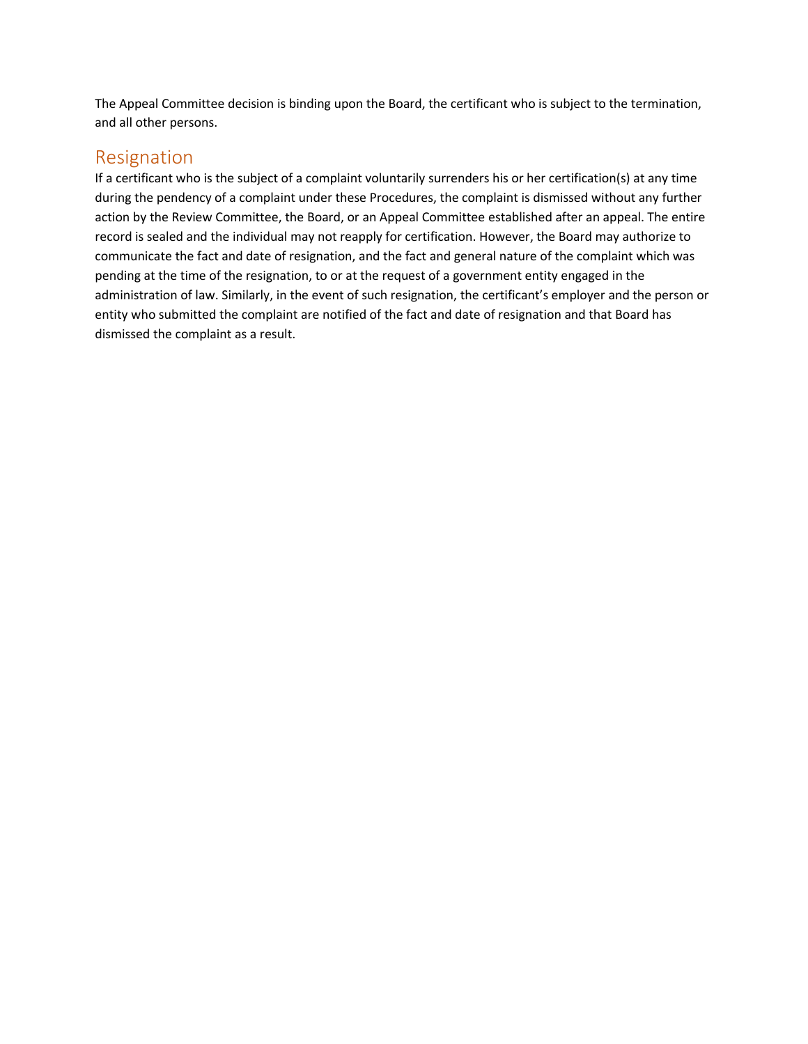The Appeal Committee decision is binding upon the Board, the certificant who is subject to the termination, and all other persons.

## Resignation

If a certificant who is the subject of a complaint voluntarily surrenders his or her certification(s) at any time during the pendency of a complaint under these Procedures, the complaint is dismissed without any further action by the Review Committee, the Board, or an Appeal Committee established after an appeal. The entire record is sealed and the individual may not reapply for certification. However, the Board may authorize to communicate the fact and date of resignation, and the fact and general nature of the complaint which was pending at the time of the resignation, to or at the request of a government entity engaged in the administration of law. Similarly, in the event of such resignation, the certificant's employer and the person or entity who submitted the complaint are notified of the fact and date of resignation and that Board has dismissed the complaint as a result.